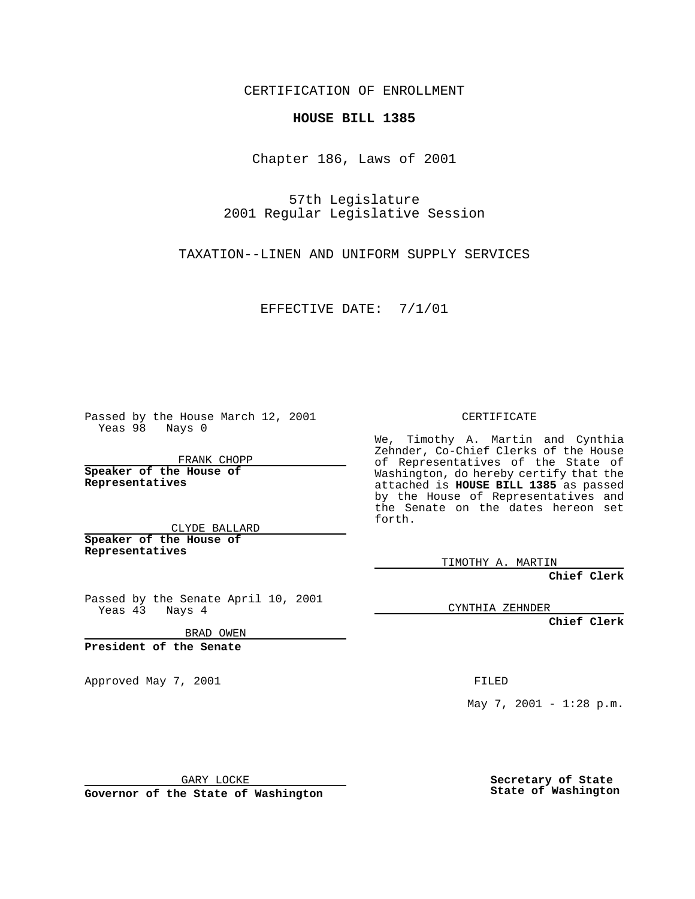CERTIFICATION OF ENROLLMENT

**HOUSE BILL 1385**

Chapter 186, Laws of 2001

57th Legislature
2001 Regular Legislative Session

TAXATION--LINEN AND UNIFORM SUPPLY SERVICES

EFFECTIVE DATE: 7/1/01

Passed by the House March 12, 2001
Yeas 98 Nays 0

FRANK CHOPP

**Speaker of the House of Representatives**

CLYDE BALLARD

**Speaker of the House of Representatives**

Passed by the Senate April 10, 2001
Yeas 43 Nays 4

BRAD OWEN

**President of the Senate**

Approved May 7, 2001

GARY LOCKE

**Governor of the State of Washington**

CERTIFICATE

We, Timothy A. Martin and Cynthia Zehnder, Co-Chief Clerks of the House of Representatives of the State of Washington, do hereby certify that the attached is **HOUSE BILL 1385** as passed by the House of Representatives and the Senate on the dates hereon set forth.

TIMOTHY A. MARTIN

**Chief Clerk**

CYNTHIA ZEHNDER

**Chief Clerk**

FILED

May 7, 2001 - 1:28 p.m.

**Secretary of State**
**State of Washington**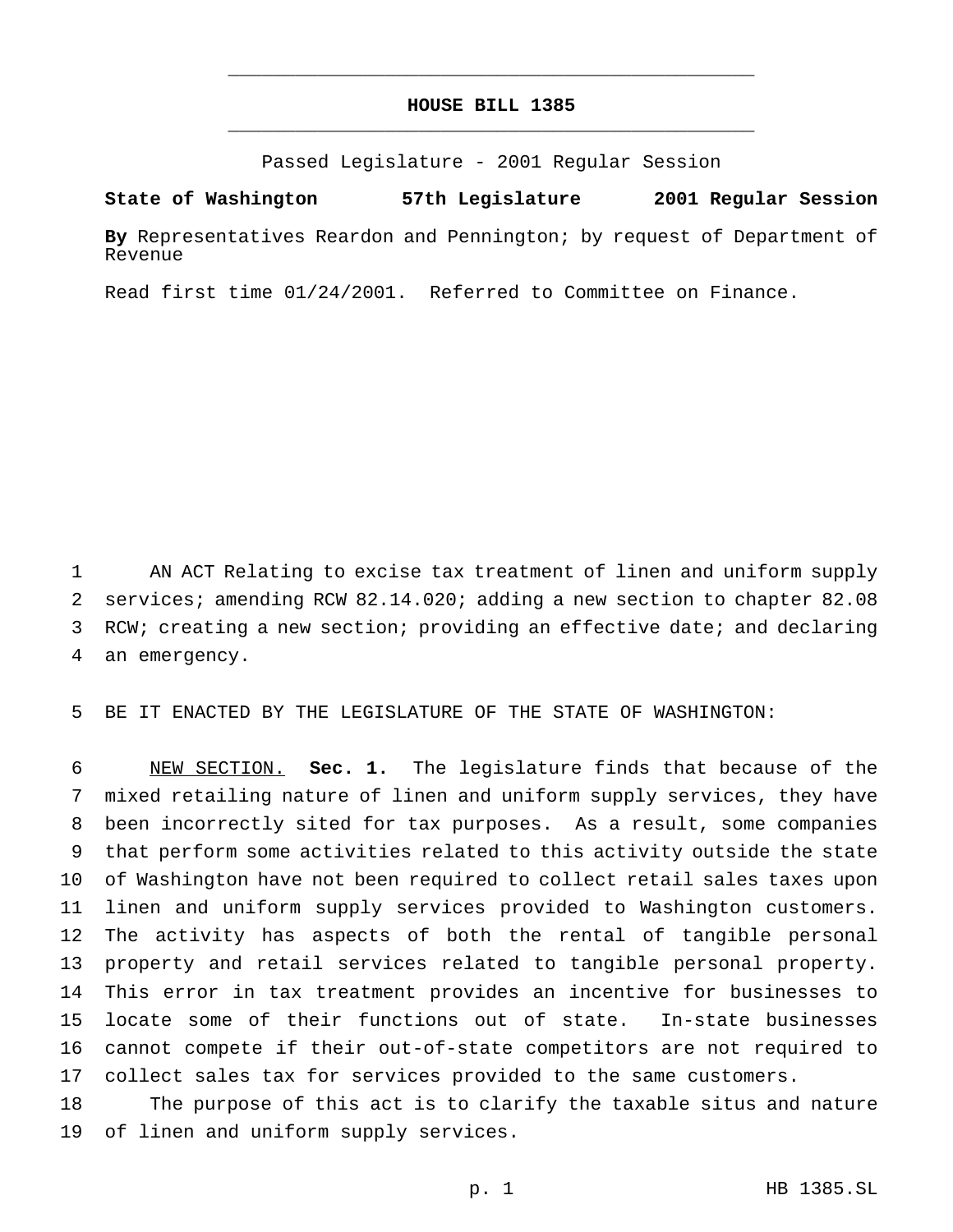# HOUSE BILL 1385

Passed Legislature - 2001 Regular Session

**State of Washington 57th Legislature 2001 Regular Session**

**By** Representatives Reardon and Pennington; by request of Department of Revenue

Read first time 01/24/2001. Referred to Committee on Finance.

AN ACT Relating to excise tax treatment of linen and uniform supply services; amending RCW 82.14.020; adding a new section to chapter 82.08 RCW; creating a new section; providing an effective date; and declaring an emergency.

BE IT ENACTED BY THE LEGISLATURE OF THE STATE OF WASHINGTON:

NEW SECTION. **Sec. 1.** The legislature finds that because of the mixed retailing nature of linen and uniform supply services, they have been incorrectly sited for tax purposes. As a result, some companies that perform some activities related to this activity outside the state of Washington have not been required to collect retail sales taxes upon linen and uniform supply services provided to Washington customers. The activity has aspects of both the rental of tangible personal property and retail services related to tangible personal property. This error in tax treatment provides an incentive for businesses to locate some of their functions out of state. In-state businesses cannot compete if their out-of-state competitors are not required to collect sales tax for services provided to the same customers.

The purpose of this act is to clarify the taxable situs and nature of linen and uniform supply services.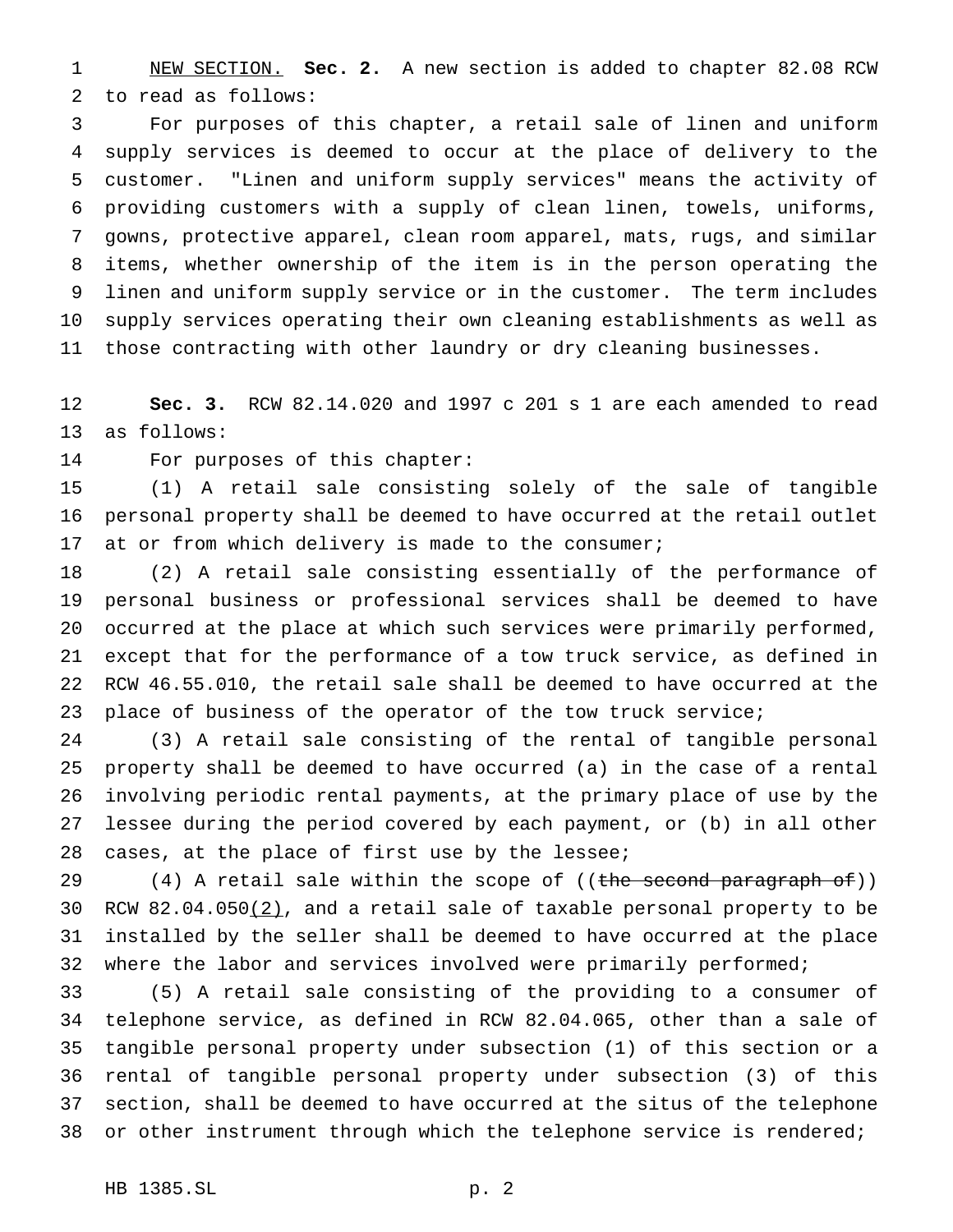NEW SECTION. **Sec. 2.** A new section is added to chapter 82.08 RCW to read as follows:

For purposes of this chapter, a retail sale of linen and uniform supply services is deemed to occur at the place of delivery to the customer. "Linen and uniform supply services" means the activity of providing customers with a supply of clean linen, towels, uniforms, gowns, protective apparel, clean room apparel, mats, rugs, and similar items, whether ownership of the item is in the person operating the linen and uniform supply service or in the customer. The term includes supply services operating their own cleaning establishments as well as those contracting with other laundry or dry cleaning businesses.

**Sec. 3.** RCW 82.14.020 and 1997 c 201 s 1 are each amended to read as follows:

For purposes of this chapter:

(1) A retail sale consisting solely of the sale of tangible personal property shall be deemed to have occurred at the retail outlet at or from which delivery is made to the consumer;

(2) A retail sale consisting essentially of the performance of personal business or professional services shall be deemed to have occurred at the place at which such services were primarily performed, except that for the performance of a tow truck service, as defined in RCW 46.55.010, the retail sale shall be deemed to have occurred at the place of business of the operator of the tow truck service;

(3) A retail sale consisting of the rental of tangible personal property shall be deemed to have occurred (a) in the case of a rental involving periodic rental payments, at the primary place of use by the lessee during the period covered by each payment, or (b) in all other cases, at the place of first use by the lessee;

(4) A retail sale within the scope of ((~~the second paragraph of~~)) RCW 82.04.050(2), and a retail sale of taxable personal property to be installed by the seller shall be deemed to have occurred at the place where the labor and services involved were primarily performed;

(5) A retail sale consisting of the providing to a consumer of telephone service, as defined in RCW 82.04.065, other than a sale of tangible personal property under subsection (1) of this section or a rental of tangible personal property under subsection (3) of this section, shall be deemed to have occurred at the situs of the telephone or other instrument through which the telephone service is rendered;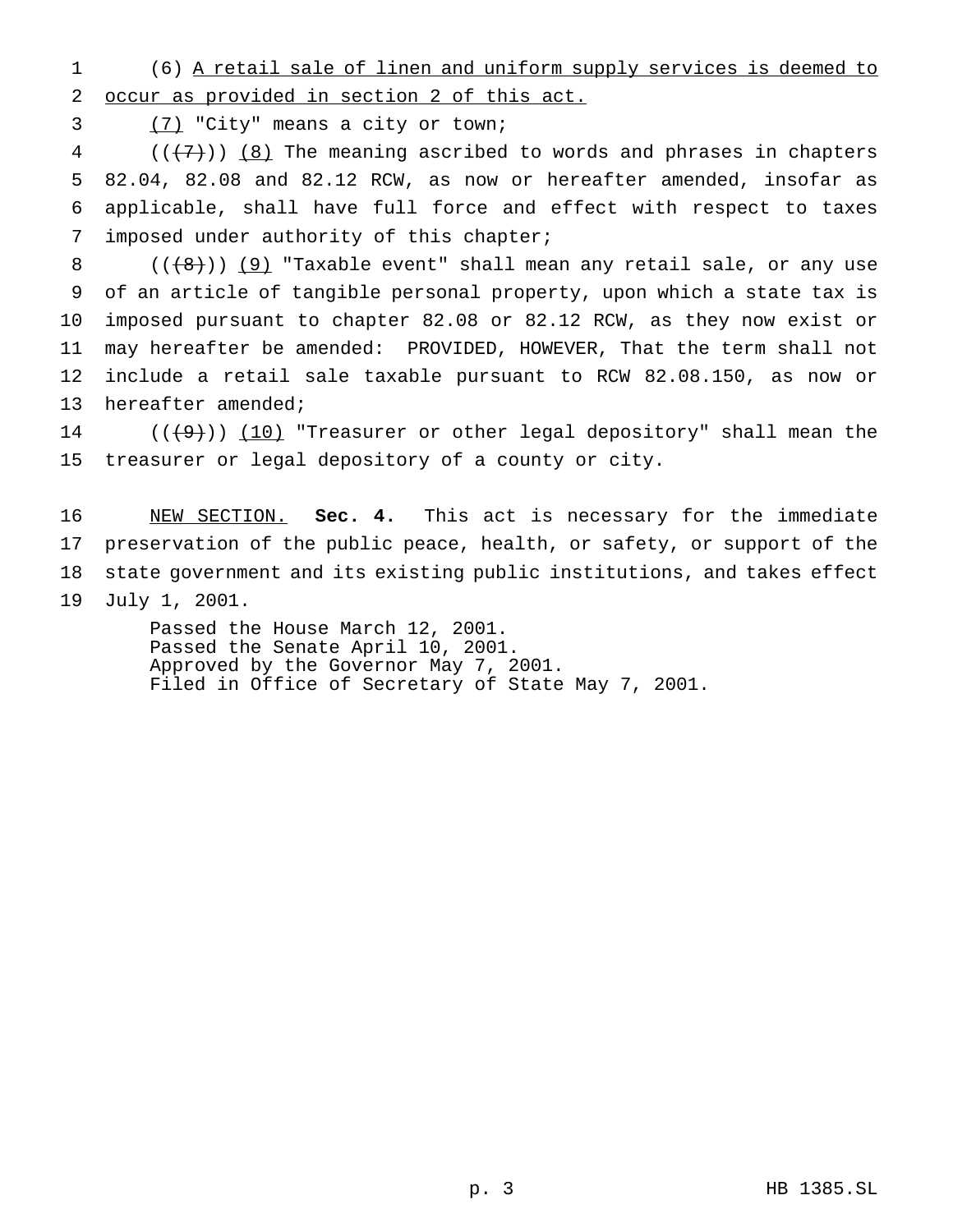(6) A retail sale of linen and uniform supply services is deemed to occur as provided in section 2 of this act.

(7) "City" means a city or town;

(((7))) (8) The meaning ascribed to words and phrases in chapters 82.04, 82.08 and 82.12 RCW, as now or hereafter amended, insofar as applicable, shall have full force and effect with respect to taxes imposed under authority of this chapter;

(((8))) (9) "Taxable event" shall mean any retail sale, or any use of an article of tangible personal property, upon which a state tax is imposed pursuant to chapter 82.08 or 82.12 RCW, as they now exist or may hereafter be amended: PROVIDED, HOWEVER, That the term shall not include a retail sale taxable pursuant to RCW 82.08.150, as now or hereafter amended;

(((9))) (10) "Treasurer or other legal depository" shall mean the treasurer or legal depository of a county or city.

NEW SECTION. **Sec. 4.** This act is necessary for the immediate preservation of the public peace, health, or safety, or support of the state government and its existing public institutions, and takes effect July 1, 2001.

Passed the House March 12, 2001.
Passed the Senate April 10, 2001.
Approved by the Governor May 7, 2001.
Filed in Office of Secretary of State May 7, 2001.